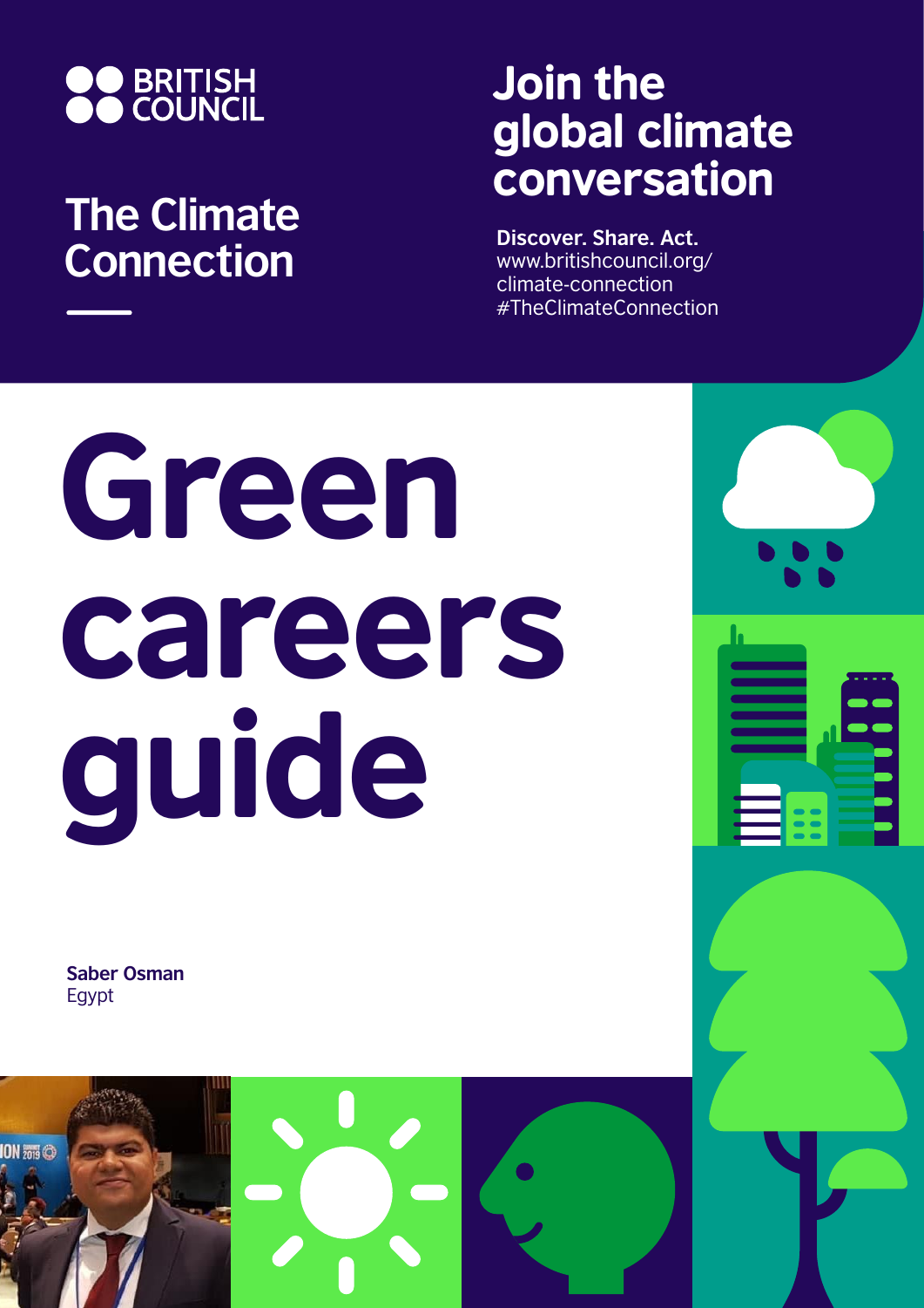BRITISH COUNCIL

The Climate Connection

## Join the global climate conversation

**Discover. Share. Act.**
www.britishcouncil.org/climate-connection
#TheClimateConnection

# Green careers guide

**Saber Osman**
Egypt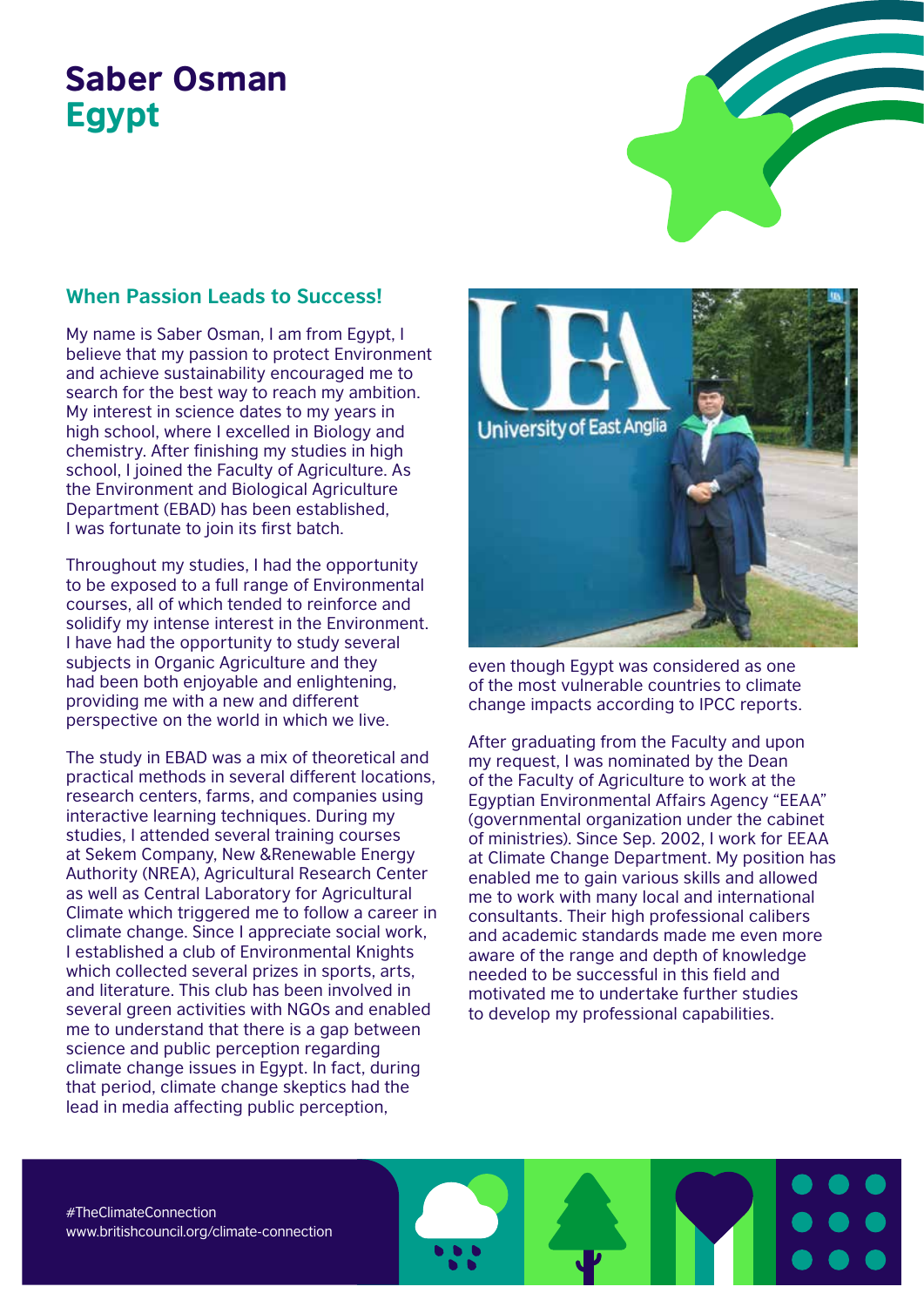# Saber Osman
## Egypt

### When Passion Leads to Success!

My name is Saber Osman, I am from Egypt, I believe that my passion to protect Environment and achieve sustainability encouraged me to search for the best way to reach my ambition. My interest in science dates to my years in high school, where I excelled in Biology and chemistry. After finishing my studies in high school, I joined the Faculty of Agriculture. As the Environment and Biological Agriculture Department (EBAD) has been established, I was fortunate to join its first batch.

Throughout my studies, I had the opportunity to be exposed to a full range of Environmental courses, all of which tended to reinforce and solidify my intense interest in the Environment. I have had the opportunity to study several subjects in Organic Agriculture and they had been both enjoyable and enlightening, providing me with a new and different perspective on the world in which we live.

The study in EBAD was a mix of theoretical and practical methods in several different locations, research centers, farms, and companies using interactive learning techniques. During my studies, I attended several training courses at Sekem Company, New &Renewable Energy Authority (NREA), Agricultural Research Center as well as Central Laboratory for Agricultural Climate which triggered me to follow a career in climate change. Since I appreciate social work, I established a club of Environmental Knights which collected several prizes in sports, arts, and literature. This club has been involved in several green activities with NGOs and enabled me to understand that there is a gap between science and public perception regarding climate change issues in Egypt. In fact, during that period, climate change skeptics had the lead in media affecting public perception, even though Egypt was considered as one of the most vulnerable countries to climate change impacts according to IPCC reports.

After graduating from the Faculty and upon my request, I was nominated by the Dean of the Faculty of Agriculture to work at the Egyptian Environmental Affairs Agency "EEAA" (governmental organization under the cabinet of ministries). Since Sep. 2002, I work for EEAA at Climate Change Department. My position has enabled me to gain various skills and allowed me to work with many local and international consultants. Their high professional calibers and academic standards made me even more aware of the range and depth of knowledge needed to be successful in this field and motivated me to undertake further studies to develop my professional capabilities.

#TheClimateConnection
www.britishcouncil.org/climate-connection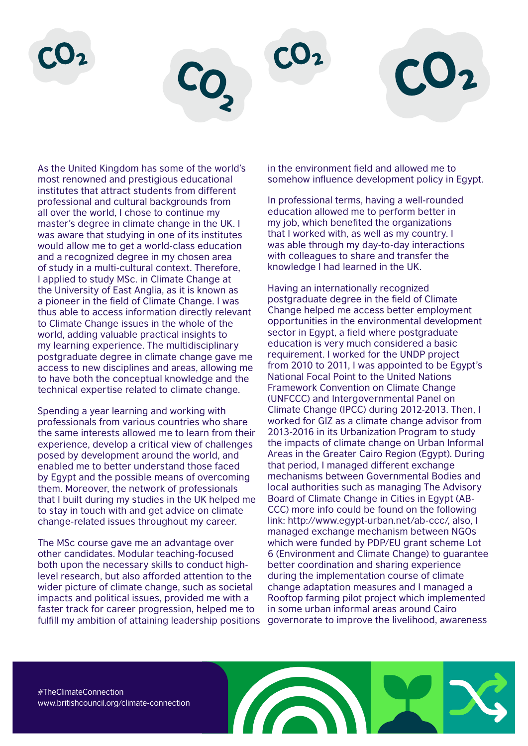As the United Kingdom has some of the world's most renowned and prestigious educational institutes that attract students from different professional and cultural backgrounds from all over the world, I chose to continue my master's degree in climate change in the UK. I was aware that studying in one of its institutes would allow me to get a world-class education and a recognized degree in my chosen area of study in a multi-cultural context. Therefore, I applied to study MSc. in Climate Change at the University of East Anglia, as it is known as a pioneer in the field of Climate Change. I was thus able to access information directly relevant to Climate Change issues in the whole of the world, adding valuable practical insights to my learning experience. The multidisciplinary postgraduate degree in climate change gave me access to new disciplines and areas, allowing me to have both the conceptual knowledge and the technical expertise related to climate change.

Spending a year learning and working with professionals from various countries who share the same interests allowed me to learn from their experience, develop a critical view of challenges posed by development around the world, and enabled me to better understand those faced by Egypt and the possible means of overcoming them. Moreover, the network of professionals that I built during my studies in the UK helped me to stay in touch with and get advice on climate change-related issues throughout my career.

The MSc course gave me an advantage over other candidates. Modular teaching-focused both upon the necessary skills to conduct high-level research, but also afforded attention to the wider picture of climate change, such as societal impacts and political issues, provided me with a faster track for career progression, helped me to fulfill my ambition of attaining leadership positions in the environment field and allowed me to somehow influence development policy in Egypt.

In professional terms, having a well-rounded education allowed me to perform better in my job, which benefited the organizations that I worked with, as well as my country. I was able through my day-to-day interactions with colleagues to share and transfer the knowledge I had learned in the UK.

Having an internationally recognized postgraduate degree in the field of Climate Change helped me access better employment opportunities in the environmental development sector in Egypt, a field where postgraduate education is very much considered a basic requirement. I worked for the UNDP project from 2010 to 2011, I was appointed to be Egypt's National Focal Point to the United Nations Framework Convention on Climate Change (UNFCCC) and Intergovernmental Panel on Climate Change (IPCC) during 2012-2013. Then, I worked for GIZ as a climate change advisor from 2013-2016 in its Urbanization Program to study the impacts of climate change on Urban Informal Areas in the Greater Cairo Region (Egypt). During that period, I managed different exchange mechanisms between Governmental Bodies and local authorities such as managing The Advisory Board of Climate Change in Cities in Egypt (AB-CCC) more info could be found on the following link: http://www.egypt-urban.net/ab-ccc/, also, I managed exchange mechanism between NGOs which were funded by PDP/EU grant scheme Lot 6 (Environment and Climate Change) to guarantee better coordination and sharing experience during the implementation course of climate change adaptation measures and I managed a Rooftop farming pilot project which implemented in some urban informal areas around Cairo governorate to improve the livelihood, awareness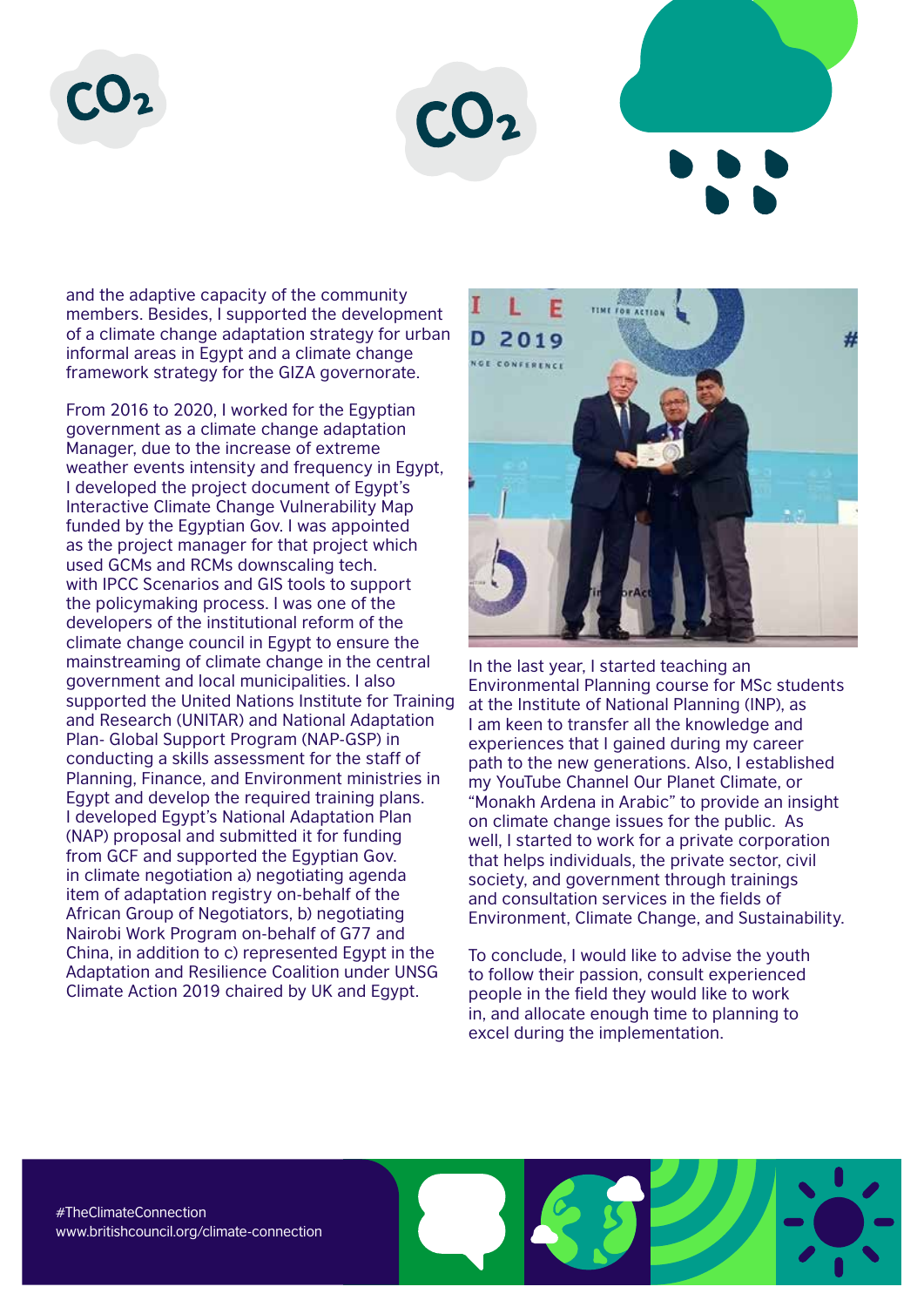and the adaptive capacity of the community members. Besides, I supported the development of a climate change adaptation strategy for urban informal areas in Egypt and a climate change framework strategy for the GIZA governorate.

From 2016 to 2020, I worked for the Egyptian government as a climate change adaptation Manager, due to the increase of extreme weather events intensity and frequency in Egypt, I developed the project document of Egypt's Interactive Climate Change Vulnerability Map funded by the Egyptian Gov. I was appointed as the project manager for that project which used GCMs and RCMs downscaling tech. with IPCC Scenarios and GIS tools to support the policymaking process. I was one of the developers of the institutional reform of the climate change council in Egypt to ensure the mainstreaming of climate change in the central government and local municipalities. I also supported the United Nations Institute for Training and Research (UNITAR) and National Adaptation Plan- Global Support Program (NAP-GSP) in conducting a skills assessment for the staff of Planning, Finance, and Environment ministries in Egypt and develop the required training plans. I developed Egypt's National Adaptation Plan (NAP) proposal and submitted it for funding from GCF and supported the Egyptian Gov. in climate negotiation a) negotiating agenda item of adaptation registry on-behalf of the African Group of Negotiators, b) negotiating Nairobi Work Program on-behalf of G77 and China, in addition to c) represented Egypt in the Adaptation and Resilience Coalition under UNSG Climate Action 2019 chaired by UK and Egypt.

In the last year, I started teaching an Environmental Planning course for MSc students at the Institute of National Planning (INP), as I am keen to transfer all the knowledge and experiences that I gained during my career path to the new generations. Also, I established my YouTube Channel Our Planet Climate, or "Monakh Ardena in Arabic" to provide an insight on climate change issues for the public. As well, I started to work for a private corporation that helps individuals, the private sector, civil society, and government through trainings and consultation services in the fields of Environment, Climate Change, and Sustainability.

To conclude, I would like to advise the youth to follow their passion, consult experienced people in the field they would like to work in, and allocate enough time to planning to excel during the implementation.

#TheClimateConnection
www.britishcouncil.org/climate-connection